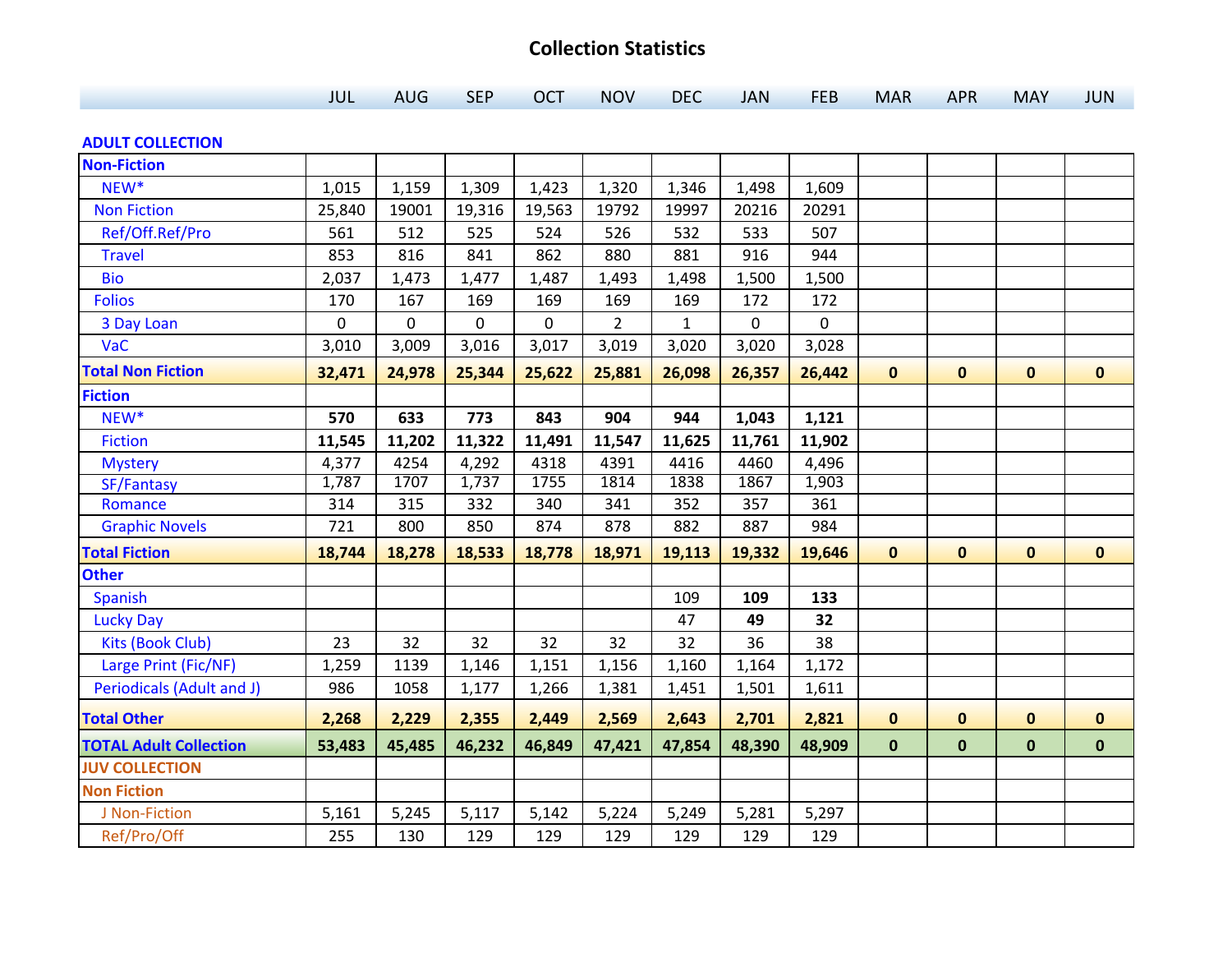# Collection Statistics

| | JUL | AUG | SEP | OCT | NOV | DEC | JAN | FEB | MAR | APR | MAY | JUN |
|---|---|---|---|---|---|---|---|---|---|---|---|---|
| **ADULT COLLECTION** | | | | | | | | | | | | |
| **Non-Fiction** | | | | | | | | | | | | |
| NEW* | 1,015 | 1,159 | 1,309 | 1,423 | 1,320 | 1,346 | 1,498 | 1,609 | | | | |
| Non Fiction | 25,840 | 19001 | 19,316 | 19,563 | 19792 | 19997 | 20216 | 20291 | | | | |
| Ref/Off.Ref/Pro | 561 | 512 | 525 | 524 | 526 | 532 | 533 | 507 | | | | |
| Travel | 853 | 816 | 841 | 862 | 880 | 881 | 916 | 944 | | | | |
| Bio | 2,037 | 1,473 | 1,477 | 1,487 | 1,493 | 1,498 | 1,500 | 1,500 | | | | |
| Folios | 170 | 167 | 169 | 169 | 169 | 169 | 172 | 172 | | | | |
| 3 Day Loan | 0 | 0 | 0 | 0 | 2 | 1 | 0 | 0 | | | | |
| VaC | 3,010 | 3,009 | 3,016 | 3,017 | 3,019 | 3,020 | 3,020 | 3,028 | | | | |
| **Total Non Fiction** | **32,471** | **24,978** | **25,344** | **25,622** | **25,881** | **26,098** | **26,357** | **26,442** | **0** | **0** | **0** | **0** |
| **Fiction** | | | | | | | | | | | | |
| NEW* | **570** | **633** | **773** | **843** | **904** | **944** | **1,043** | **1,121** | | | | |
| Fiction | **11,545** | **11,202** | **11,322** | **11,491** | **11,547** | **11,625** | **11,761** | **11,902** | | | | |
| Mystery | 4,377 | 4254 | 4,292 | 4318 | 4391 | 4416 | 4460 | 4,496 | | | | |
| SF/Fantasy | 1,787 | 1707 | 1,737 | 1755 | 1814 | 1838 | 1867 | 1,903 | | | | |
| Romance | 314 | 315 | 332 | 340 | 341 | 352 | 357 | 361 | | | | |
| Graphic Novels | 721 | 800 | 850 | 874 | 878 | 882 | 887 | 984 | | | | |
| **Total Fiction** | **18,744** | **18,278** | **18,533** | **18,778** | **18,971** | **19,113** | **19,332** | **19,646** | **0** | **0** | **0** | **0** |
| **Other** | | | | | | | | | | | | |
| Spanish | | | | | | 109 | **109** | **133** | | | | |
| Lucky Day | | | | | | 47 | **49** | **32** | | | | |
| Kits (Book Club) | 23 | 32 | 32 | 32 | 32 | 32 | 36 | 38 | | | | |
| Large Print (Fic/NF) | 1,259 | 1139 | 1,146 | 1,151 | 1,156 | 1,160 | 1,164 | 1,172 | | | | |
| Periodicals (Adult and J) | 986 | 1058 | 1,177 | 1,266 | 1,381 | 1,451 | 1,501 | 1,611 | | | | |
| **Total Other** | **2,268** | **2,229** | **2,355** | **2,449** | **2,569** | **2,643** | **2,701** | **2,821** | **0** | **0** | **0** | **0** |
| **TOTAL Adult Collection** | **53,483** | **45,485** | **46,232** | **46,849** | **47,421** | **47,854** | **48,390** | **48,909** | **0** | **0** | **0** | **0** |
| **JUV COLLECTION** | | | | | | | | | | | | |
| **Non Fiction** | | | | | | | | | | | | |
| J Non-Fiction | 5,161 | 5,245 | 5,117 | 5,142 | 5,224 | 5,249 | 5,281 | 5,297 | | | | |
| Ref/Pro/Off | 255 | 130 | 129 | 129 | 129 | 129 | 129 | 129 | | | | |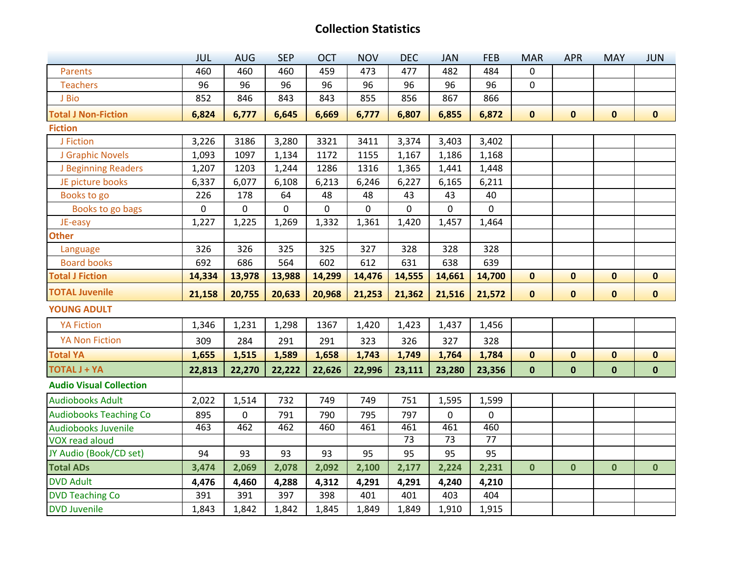# Collection Statistics

| | JUL | AUG | SEP | OCT | NOV | DEC | JAN | FEB | MAR | APR | MAY | JUN |
|---|---|---|---|---|---|---|---|---|---|---|---|---|
| Parents | 460 | 460 | 460 | 459 | 473 | 477 | 482 | 484 | 0 | | | |
| Teachers | 96 | 96 | 96 | 96 | 96 | 96 | 96 | 96 | 0 | | | |
| J Bio | 852 | 846 | 843 | 843 | 855 | 856 | 867 | 866 | | | | |
| **Total J Non-Fiction** | **6,824** | **6,777** | **6,645** | **6,669** | **6,777** | **6,807** | **6,855** | **6,872** | **0** | **0** | **0** | **0** |
| **Fiction** | | | | | | | | | | | | |
| J Fiction | 3,226 | 3186 | 3,280 | 3321 | 3411 | 3,374 | 3,403 | 3,402 | | | | |
| J Graphic Novels | 1,093 | 1097 | 1,134 | 1172 | 1155 | 1,167 | 1,186 | 1,168 | | | | |
| J Beginning Readers | 1,207 | 1203 | 1,244 | 1286 | 1316 | 1,365 | 1,441 | 1,448 | | | | |
| JE picture books | 6,337 | 6,077 | 6,108 | 6,213 | 6,246 | 6,227 | 6,165 | 6,211 | | | | |
| Books to go | 226 | 178 | 64 | 48 | 48 | 43 | 43 | 40 | | | | |
| Books to go bags | 0 | 0 | 0 | 0 | 0 | 0 | 0 | 0 | | | | |
| JE-easy | 1,227 | 1,225 | 1,269 | 1,332 | 1,361 | 1,420 | 1,457 | 1,464 | | | | |
| **Other** | | | | | | | | | | | | |
| Language | 326 | 326 | 325 | 325 | 327 | 328 | 328 | 328 | | | | |
| Board books | 692 | 686 | 564 | 602 | 612 | 631 | 638 | 639 | | | | |
| **Total J Fiction** | **14,334** | **13,978** | **13,988** | **14,299** | **14,476** | **14,555** | **14,661** | **14,700** | **0** | **0** | **0** | **0** |
| **TOTAL Juvenile** | **21,158** | **20,755** | **20,633** | **20,968** | **21,253** | **21,362** | **21,516** | **21,572** | **0** | **0** | **0** | **0** |
| **YOUNG ADULT** | | | | | | | | | | | | |
| YA Fiction | 1,346 | 1,231 | 1,298 | 1367 | 1,420 | 1,423 | 1,437 | 1,456 | | | | |
| YA Non Fiction | 309 | 284 | 291 | 291 | 323 | 326 | 327 | 328 | | | | |
| **Total YA** | **1,655** | **1,515** | **1,589** | **1,658** | **1,743** | **1,749** | **1,764** | **1,784** | **0** | **0** | **0** | **0** |
| **TOTAL J + YA** | **22,813** | **22,270** | **22,222** | **22,626** | **22,996** | **23,111** | **23,280** | **23,356** | **0** | **0** | **0** | **0** |
| **Audio Visual Collection** | | | | | | | | | | | | |
| Audiobooks Adult | 2,022 | 1,514 | 732 | 749 | 749 | 751 | 1,595 | 1,599 | | | | |
| Audiobooks Teaching Co | 895 | 0 | 791 | 790 | 795 | 797 | 0 | 0 | | | | |
| Audiobooks Juvenile | 463 | 462 | 462 | 460 | 461 | 461 | 461 | 460 | | | | |
| VOX read aloud | | | | | | 73 | 73 | 77 | | | | |
| JY Audio (Book/CD set) | 94 | 93 | 93 | 93 | 95 | 95 | 95 | 95 | | | | |
| **Total ADs** | **3,474** | **2,069** | **2,078** | **2,092** | **2,100** | **2,177** | **2,224** | **2,231** | **0** | **0** | **0** | **0** |
| DVD Adult | **4,476** | **4,460** | **4,288** | **4,312** | **4,291** | **4,291** | **4,240** | **4,210** | | | | |
| DVD Teaching Co | 391 | 391 | 397 | 398 | 401 | 401 | 403 | 404 | | | | |
| DVD Juvenile | 1,843 | 1,842 | 1,842 | 1,845 | 1,849 | 1,849 | 1,910 | 1,915 | | | | |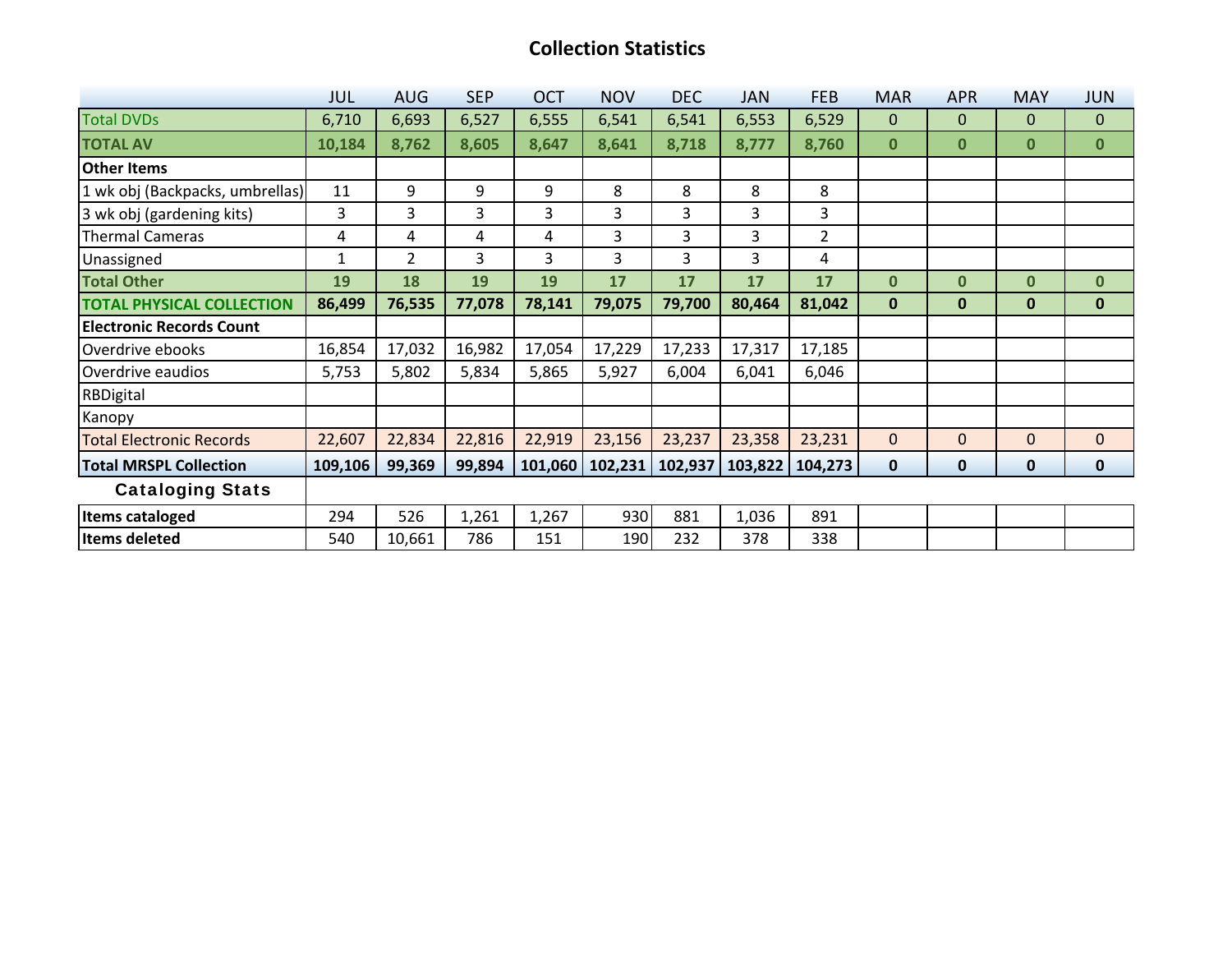# Collection Statistics

| | JUL | AUG | SEP | OCT | NOV | DEC | JAN | FEB | MAR | APR | MAY | JUN |
|---|---|---|---|---|---|---|---|---|---|---|---|---|
| Total DVDs | 6,710 | 6,693 | 6,527 | 6,555 | 6,541 | 6,541 | 6,553 | 6,529 | 0 | 0 | 0 | 0 |
| **TOTAL AV** | **10,184** | **8,762** | **8,605** | **8,647** | **8,641** | **8,718** | **8,777** | **8,760** | **0** | **0** | **0** | **0** |
| **Other Items** | | | | | | | | | | | | |
| 1 wk obj (Backpacks, umbrellas) | 11 | 9 | 9 | 9 | 8 | 8 | 8 | 8 | | | | |
| 3 wk obj (gardening kits) | 3 | 3 | 3 | 3 | 3 | 3 | 3 | 3 | | | | |
| Thermal Cameras | 4 | 4 | 4 | 4 | 3 | 3 | 3 | 2 | | | | |
| Unassigned | 1 | 2 | 3 | 3 | 3 | 3 | 3 | 4 | | | | |
| **Total Other** | **19** | **18** | **19** | **19** | **17** | **17** | **17** | **17** | **0** | **0** | **0** | **0** |
| **TOTAL PHYSICAL COLLECTION** | **86,499** | **76,535** | **77,078** | **78,141** | **79,075** | **79,700** | **80,464** | **81,042** | **0** | **0** | **0** | **0** |
| **Electronic Records Count** | | | | | | | | | | | | |
| Overdrive ebooks | 16,854 | 17,032 | 16,982 | 17,054 | 17,229 | 17,233 | 17,317 | 17,185 | | | | |
| Overdrive eaudios | 5,753 | 5,802 | 5,834 | 5,865 | 5,927 | 6,004 | 6,041 | 6,046 | | | | |
| RBDigital | | | | | | | | | | | | |
| Kanopy | | | | | | | | | | | | |
| Total Electronic Records | 22,607 | 22,834 | 22,816 | 22,919 | 23,156 | 23,237 | 23,358 | 23,231 | 0 | 0 | 0 | 0 |
| **Total MRSPL Collection** | **109,106** | **99,369** | **99,894** | **101,060** | **102,231** | **102,937** | **103,822** | **104,273** | **0** | **0** | **0** | **0** |
| **Cataloging Stats** | | | | | | | | | | | | |
| **Items cataloged** | 294 | 526 | 1,261 | 1,267 | 930 | 881 | 1,036 | 891 | | | | |
| **Items deleted** | 540 | 10,661 | 786 | 151 | 190 | 232 | 378 | 338 | | | | |